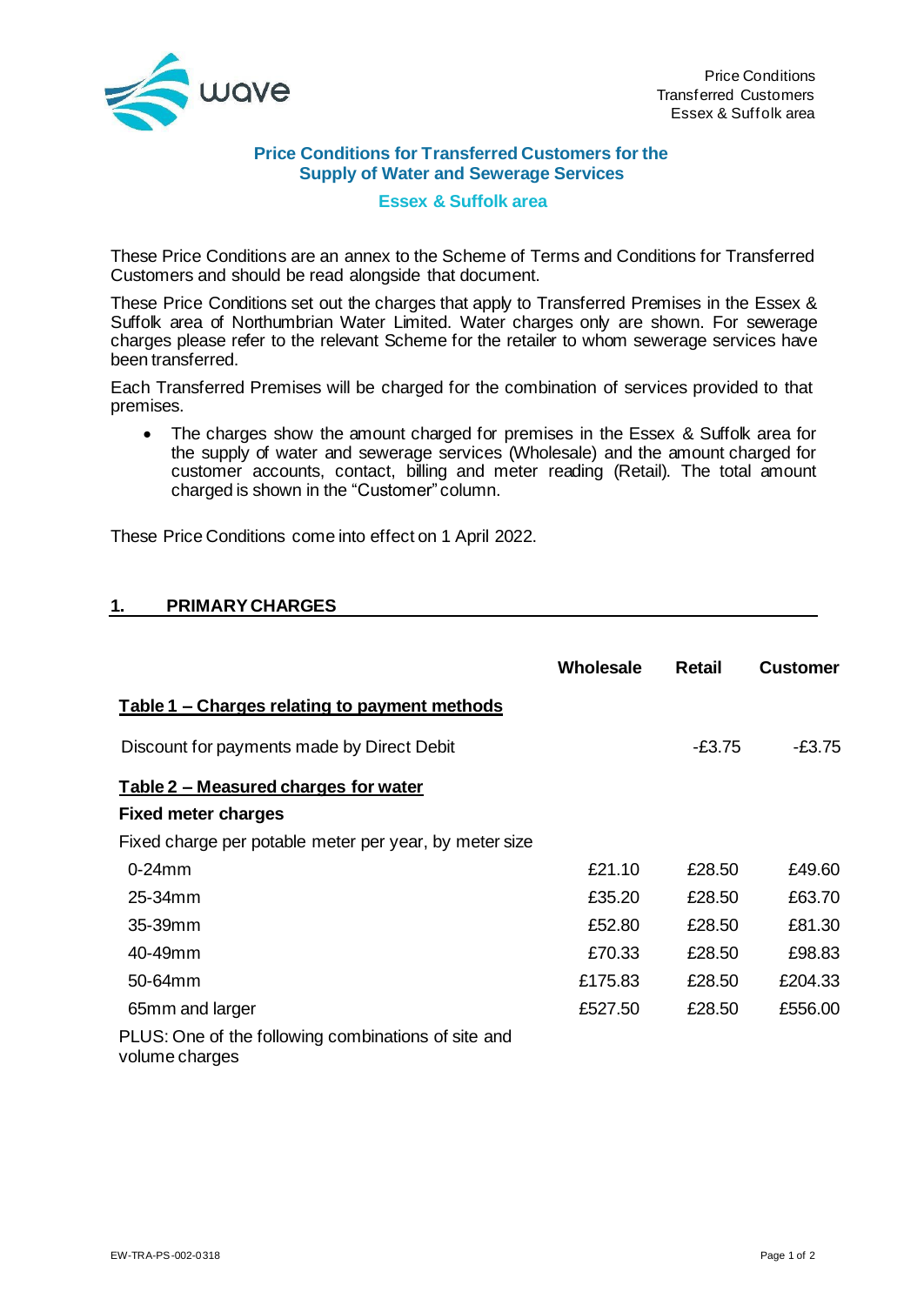# Price Conditions for Transferred Customers for the Supply of Water and Sewerage Services

## Essex & Suffolk area

These Price Conditions are an annex to the Scheme of Terms and Conditions for Transferred Customers and should be read alongside that document.

These Price Conditions set out the charges that apply to Transferred Premises in the Essex & Suffolk area of Northumbrian Water Limited. Water charges only are shown. For sewerage charges please refer to the relevant Scheme for the retailer to whom sewerage services have been transferred.

Each Transferred Premises will be charged for the combination of services provided to that premises.

- The charges show the amount charged for premises in the Essex & Suffolk area for the supply of water and sewerage services (Wholesale) and the amount charged for customer accounts, contact, billing and meter reading (Retail). The total amount charged is shown in the "Customer" column.

These Price Conditions come into effect on 1 April 2022.

## 1. PRIMARY CHARGES

| | Wholesale | Retail | Customer |
|---|---|---|---|
| **Table 1 – Charges relating to payment methods** | | | |
| Discount for payments made by Direct Debit | | -£3.75 | -£3.75 |
| **Table 2 – Measured charges for water** | | | |
| **Fixed meter charges** | | | |
| Fixed charge per potable meter per year, by meter size | | | |
| 0-24mm | £21.10 | £28.50 | £49.60 |
| 25-34mm | £35.20 | £28.50 | £63.70 |
| 35-39mm | £52.80 | £28.50 | £81.30 |
| 40-49mm | £70.33 | £28.50 | £98.83 |
| 50-64mm | £175.83 | £28.50 | £204.33 |
| 65mm and larger | £527.50 | £28.50 | £556.00 |
| PLUS: One of the following combinations of site and volume charges | | | |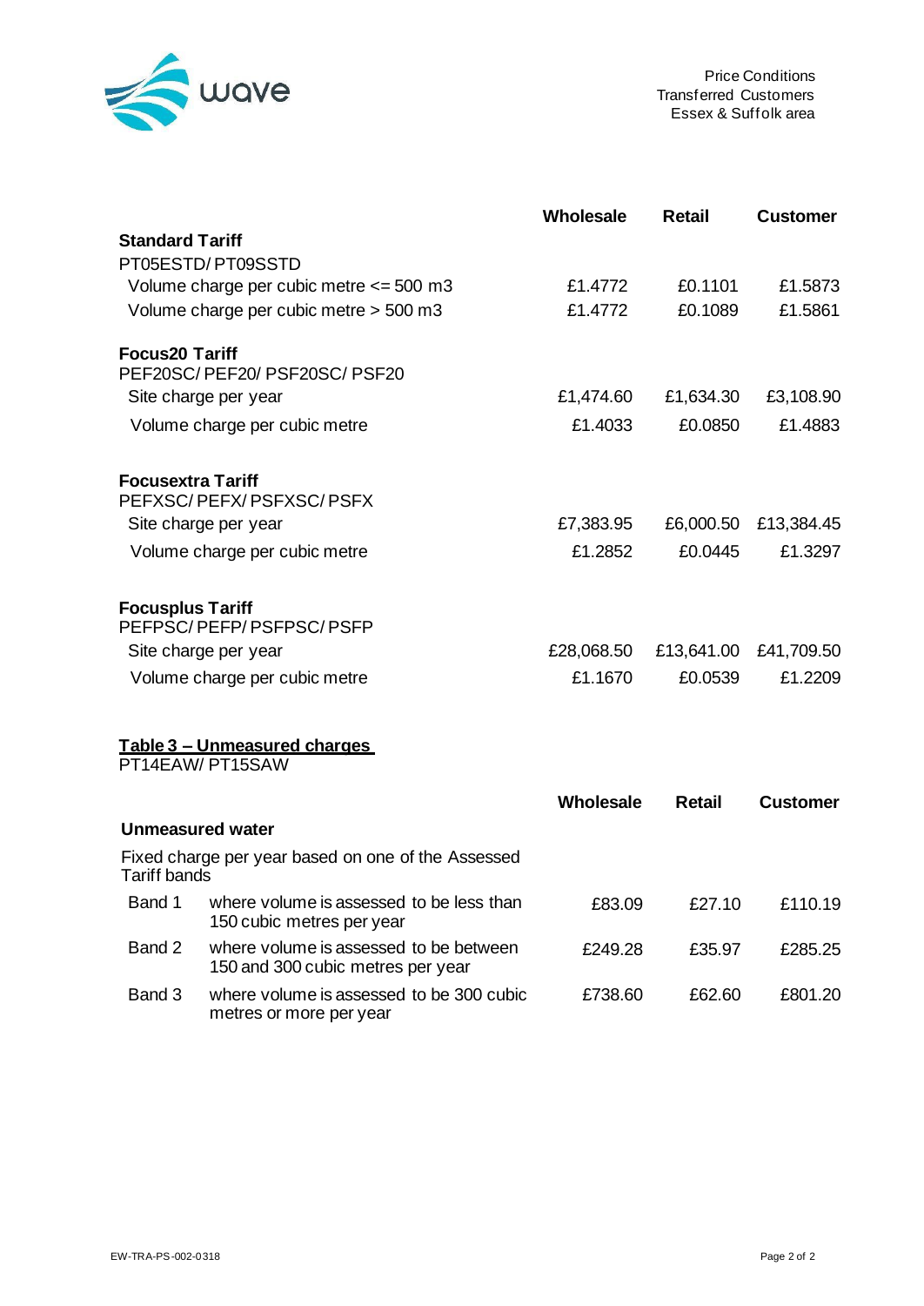Price Conditions
Transferred Customers
Essex & Suffolk area

| | Wholesale | Retail | Customer |
|---|---|---|---|
| **Standard Tariff** | | | |
| PT05ESTD/ PT09SSTD | | | |
| Volume charge per cubic metre <= 500 m3 | £1.4772 | £0.1101 | £1.5873 |
| Volume charge per cubic metre > 500 m3 | £1.4772 | £0.1089 | £1.5861 |
| **Focus20 Tariff** | | | |
| PEF20SC/ PEF20/ PSF20SC/ PSF20 | | | |
| Site charge per year | £1,474.60 | £1,634.30 | £3,108.90 |
| Volume charge per cubic metre | £1.4033 | £0.0850 | £1.4883 |
| **Focusextra Tariff** | | | |
| PEFXSC/ PEFX/ PSFXSC/ PSFX | | | |
| Site charge per year | £7,383.95 | £6,000.50 | £13,384.45 |
| Volume charge per cubic metre | £1.2852 | £0.0445 | £1.3297 |
| **Focusplus Tariff** | | | |
| PEFPSC/ PEFP/ PSFPSC/ PSFP | | | |
| Site charge per year | £28,068.50 | £13,641.00 | £41,709.50 |
| Volume charge per cubic metre | £1.1670 | £0.0539 | £1.2209 |

**Table 3 – Unmeasured charges**

PT14EAW/ PT15SAW

| | | Wholesale | Retail | Customer |
|---|---|---|---|---|
| **Unmeasured water** | | | | |
| Fixed charge per year based on one of the Assessed Tariff bands | | | | |
| Band 1 | where volume is assessed to be less than 150 cubic metres per year | £83.09 | £27.10 | £110.19 |
| Band 2 | where volume is assessed to be between 150 and 300 cubic metres per year | £249.28 | £35.97 | £285.25 |
| Band 3 | where volume is assessed to be 300 cubic metres or more per year | £738.60 | £62.60 | £801.20 |

EW-TRA-PS-002-0318